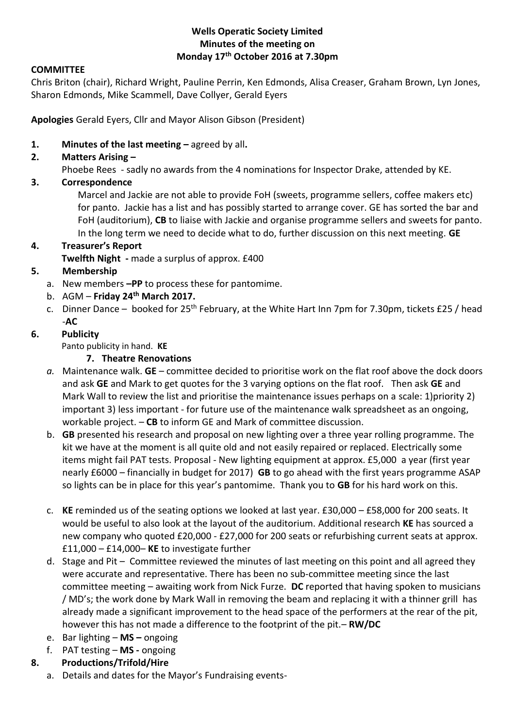**Wells Operatic Society Limited**
**Minutes of the meeting on**
**Monday 17th October 2016 at 7.30pm**

**COMMITTEE**

Chris Briton (chair), Richard Wright, Pauline Perrin, Ken Edmonds, Alisa Creaser, Graham Brown, Lyn Jones, Sharon Edmonds, Mike Scammell, Dave Collyer, Gerald Eyers

**Apologies** Gerald Eyers, Cllr and Mayor Alison Gibson (President)

1. **Minutes of the last meeting –** agreed by all**.**
2. **Matters Arising –**
   Phoebe Rees - sadly no awards from the 4 nominations for Inspector Drake, attended by KE.
3. **Correspondence**
   Marcel and Jackie are not able to provide FoH (sweets, programme sellers, coffee makers etc) for panto. Jackie has a list and has possibly started to arrange cover. GE has sorted the bar and FoH (auditorium), **CB** to liaise with Jackie and organise programme sellers and sweets for panto. In the long term we need to decide what to do, further discussion on this next meeting. **GE**
4. **Treasurer's Report**
   **Twelfth Night -** made a surplus of approx. £400
5. **Membership**
   a. New members **–PP** to process these for pantomime.
   b. AGM – **Friday 24th March 2017.**
   c. Dinner Dance – booked for 25th February, at the White Hart Inn 7pm for 7.30pm, tickets £25 / head -**AC**
6. **Publicity**
   Panto publicity in hand. **KE**
7. **Theatre Renovations**
   a. Maintenance walk. **GE** – committee decided to prioritise work on the flat roof above the dock doors and ask **GE** and Mark to get quotes for the 3 varying options on the flat roof. Then ask **GE** and Mark Wall to review the list and prioritise the maintenance issues perhaps on a scale: 1)priority 2) important 3) less important - for future use of the maintenance walk spreadsheet as an ongoing, workable project. – **CB** to inform GE and Mark of committee discussion.
   b. **GB** presented his research and proposal on new lighting over a three year rolling programme. The kit we have at the moment is all quite old and not easily repaired or replaced. Electrically some items might fail PAT tests. Proposal - New lighting equipment at approx. £5,000 a year (first year nearly £6000 – financially in budget for 2017) **GB** to go ahead with the first years programme ASAP so lights can be in place for this year's pantomime. Thank you to **GB** for his hard work on this.
   c. **KE** reminded us of the seating options we looked at last year. £30,000 – £58,000 for 200 seats. It would be useful to also look at the layout of the auditorium. Additional research **KE** has sourced a new company who quoted £20,000 - £27,000 for 200 seats or refurbishing current seats at approx. £11,000 – £14,000– **KE** to investigate further
   d. Stage and Pit – Committee reviewed the minutes of last meeting on this point and all agreed they were accurate and representative. There has been no sub-committee meeting since the last committee meeting – awaiting work from Nick Furze. **DC** reported that having spoken to musicians / MD's; the work done by Mark Wall in removing the beam and replacing it with a thinner grill has already made a significant improvement to the head space of the performers at the rear of the pit, however this has not made a difference to the footprint of the pit.– **RW/DC**
   e. Bar lighting – **MS –** ongoing
   f. PAT testing – **MS -** ongoing
8. **Productions/Trifold/Hire**
   a. Details and dates for the Mayor's Fundraising events-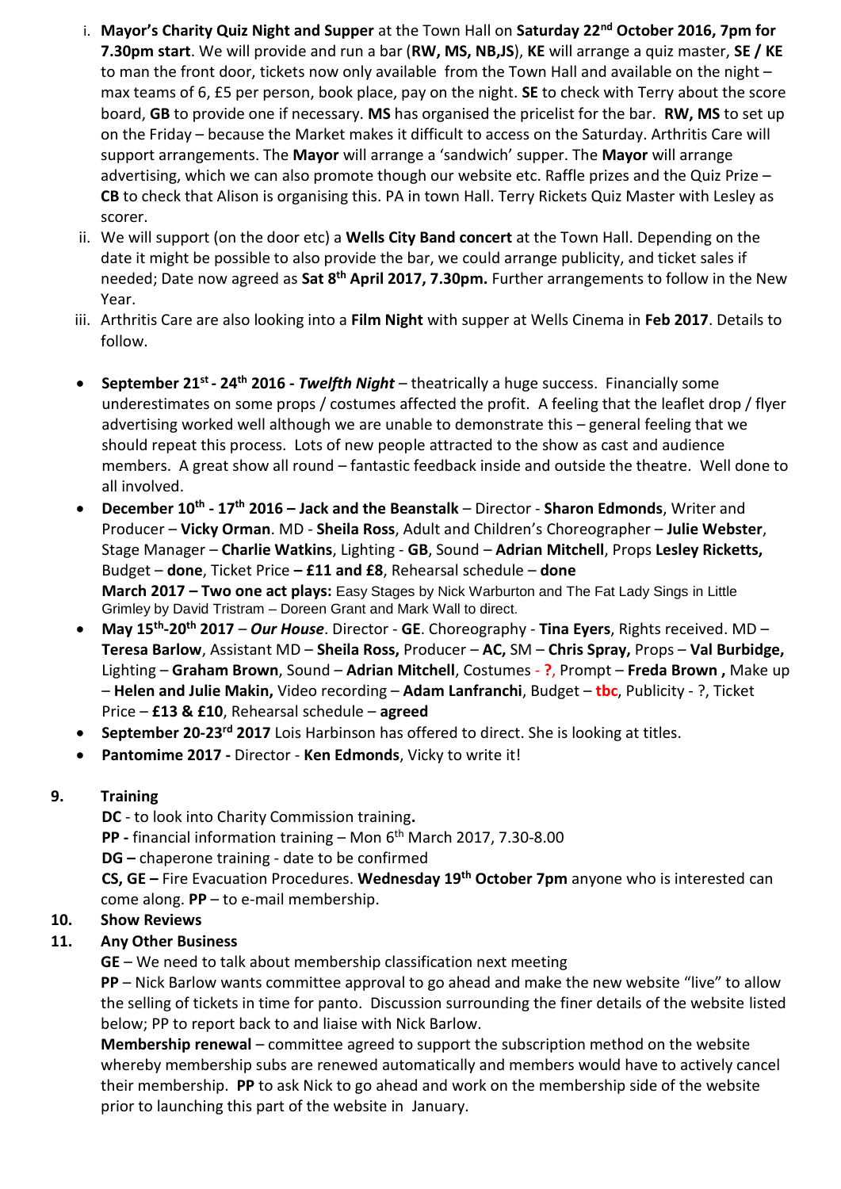i. **Mayor's Charity Quiz Night and Supper** at the Town Hall on **Saturday 22nd October 2016, 7pm for 7.30pm start**. We will provide and run a bar (**RW, MS, NB,JS**), **KE** will arrange a quiz master, **SE / KE** to man the front door, tickets now only available from the Town Hall and available on the night – max teams of 6, £5 per person, book place, pay on the night. **SE** to check with Terry about the score board, **GB** to provide one if necessary. **MS** has organised the pricelist for the bar. **RW, MS** to set up on the Friday – because the Market makes it difficult to access on the Saturday. Arthritis Care will support arrangements. The **Mayor** will arrange a 'sandwich' supper. The **Mayor** will arrange advertising, which we can also promote though our website etc. Raffle prizes and the Quiz Prize – **CB** to check that Alison is organising this. PA in town Hall. Terry Rickets Quiz Master with Lesley as scorer.

ii. We will support (on the door etc) a **Wells City Band concert** at the Town Hall. Depending on the date it might be possible to also provide the bar, we could arrange publicity, and ticket sales if needed; Date now agreed as **Sat 8th April 2017, 7.30pm.** Further arrangements to follow in the New Year.

iii. Arthritis Care are also looking into a **Film Night** with supper at Wells Cinema in **Feb 2017**. Details to follow.

- **September 21st - 24th 2016 -** ***Twelfth Night*** – theatrically a huge success. Financially some underestimates on some props / costumes affected the profit. A feeling that the leaflet drop / flyer advertising worked well although we are unable to demonstrate this – general feeling that we should repeat this process. Lots of new people attracted to the show as cast and audience members. A great show all round – fantastic feedback inside and outside the theatre. Well done to all involved.
- **December 10th - 17th 2016 – Jack and the Beanstalk** – Director - **Sharon Edmonds**, Writer and Producer – **Vicky Orman**. MD - **Sheila Ross**, Adult and Children's Choreographer – **Julie Webster**, Stage Manager – **Charlie Watkins**, Lighting - **GB**, Sound – **Adrian Mitchell**, Props **Lesley Ricketts,** Budget – **done**, Ticket Price **– £11 and £8**, Rehearsal schedule – **done**
  **March 2017 – Two one act plays:** Easy Stages by Nick Warburton and The Fat Lady Sings in Little Grimley by David Tristram – Doreen Grant and Mark Wall to direct.
- **May 15th-20th 2017** – ***Our House***. Director - **GE**. Choreography - **Tina Eyers**, Rights received. MD – **Teresa Barlow**, Assistant MD – **Sheila Ross,** Producer – **AC,** SM – **Chris Spray,** Props – **Val Burbidge,** Lighting – **Graham Brown**, Sound – **Adrian Mitchell**, Costumes - **?**, Prompt – **Freda Brown ,** Make up – **Helen and Julie Makin,** Video recording – **Adam Lanfranchi**, Budget – **tbc**, Publicity - ?, Ticket Price – **£13 & £10**, Rehearsal schedule – **agreed**
- **September 20-23rd 2017** Lois Harbinson has offered to direct. She is looking at titles.
- **Pantomime 2017 -** Director - **Ken Edmonds**, Vicky to write it!

## 9. Training

**DC** - to look into Charity Commission training**.**

**PP -** financial information training – Mon 6th March 2017, 7.30-8.00

**DG –** chaperone training - date to be confirmed

**CS, GE –** Fire Evacuation Procedures. **Wednesday 19th October 7pm** anyone who is interested can come along. **PP** – to e-mail membership.

## 10. Show Reviews

## 11. Any Other Business

**GE** – We need to talk about membership classification next meeting

**PP** – Nick Barlow wants committee approval to go ahead and make the new website "live" to allow the selling of tickets in time for panto. Discussion surrounding the finer details of the website listed below; PP to report back to and liaise with Nick Barlow.

**Membership renewal** – committee agreed to support the subscription method on the website whereby membership subs are renewed automatically and members would have to actively cancel their membership. **PP** to ask Nick to go ahead and work on the membership side of the website prior to launching this part of the website in January.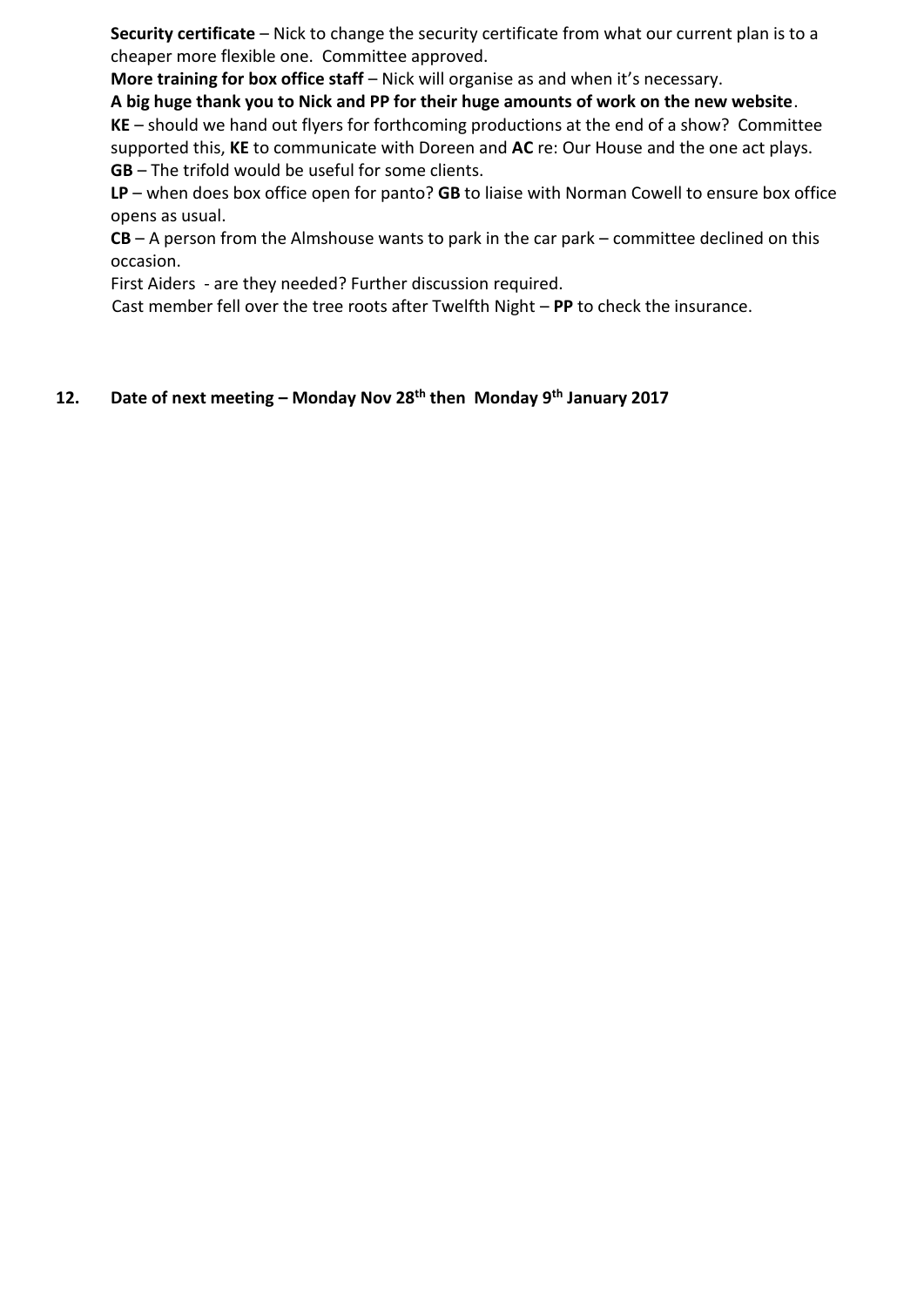**Security certificate** – Nick to change the security certificate from what our current plan is to a cheaper more flexible one. Committee approved.

**More training for box office staff** – Nick will organise as and when it's necessary.

**A big huge thank you to Nick and PP for their huge amounts of work on the new website**.

**KE** – should we hand out flyers for forthcoming productions at the end of a show? Committee supported this, **KE** to communicate with Doreen and **AC** re: Our House and the one act plays.

**GB** – The trifold would be useful for some clients.

**LP** – when does box office open for panto? **GB** to liaise with Norman Cowell to ensure box office opens as usual.

**CB** – A person from the Almshouse wants to park in the car park – committee declined on this occasion.

First Aiders - are they needed? Further discussion required.

Cast member fell over the tree roots after Twelfth Night – **PP** to check the insurance.

**12. Date of next meeting – Monday Nov 28th then Monday 9th January 2017**